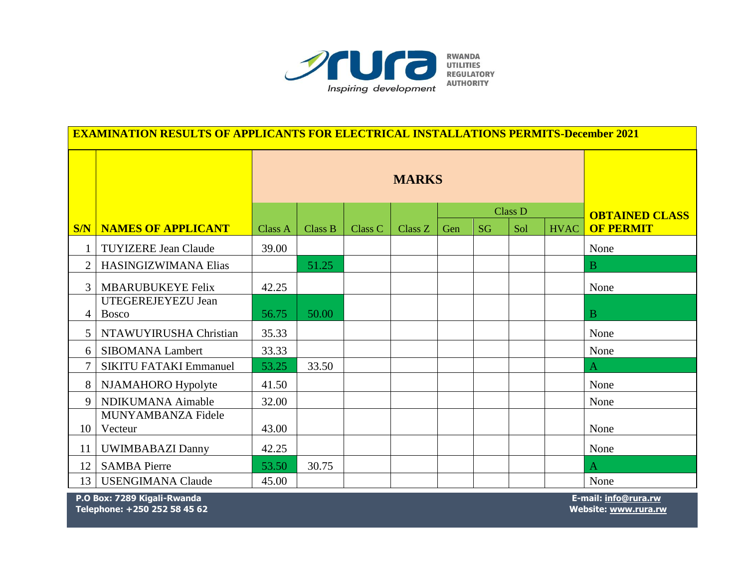RWANDA UTILITIES REGULATORY AUTHORITY

*Inspiring development*

## EXAMINATION RESULTS OF APPLICANTS FOR ELECTRICAL INSTALLATIONS PERMITS-December 2021

| S/N | NAMES OF APPLICANT | MARKS | | | | | | | | OBTAINED CLASS OF PERMIT |
|---|---|---|---|---|---|---|---|---|---|---|
| | | | | | | Class D | | | | |
| | | Class A | Class B | Class C | Class Z | Gen | SG | Sol | HVAC | |
| 1 | TUYIZERE Jean Claude | 39.00 | | | | | | | | None |
| 2 | HASINGIZWIMANA Elias | | 51.25 | | | | | | | B |
| 3 | MBARUBUKEYE Felix | 42.25 | | | | | | | | None |
| 4 | UTEGEREJEYEZU Jean Bosco | 56.75 | 50.00 | | | | | | | B |
| 5 | NTAWUYIRUSHA Christian | 35.33 | | | | | | | | None |
| 6 | SIBOMANA Lambert | 33.33 | | | | | | | | None |
| 7 | SIKITU FATAKI Emmanuel | 53.25 | 33.50 | | | | | | | A |
| 8 | NJAMAHORO Hypolyte | 41.50 | | | | | | | | None |
| 9 | NDIKUMANA Aimable | 32.00 | | | | | | | | None |
| 10 | MUNYAMBANZA Fidele Vecteur | 43.00 | | | | | | | | None |
| 11 | UWIMBABAZI Danny | 42.25 | | | | | | | | None |
| 12 | SAMBA Pierre | 53.50 | 30.75 | | | | | | | A |
| 13 | USENGIMANA Claude | 45.00 | | | | | | | | None |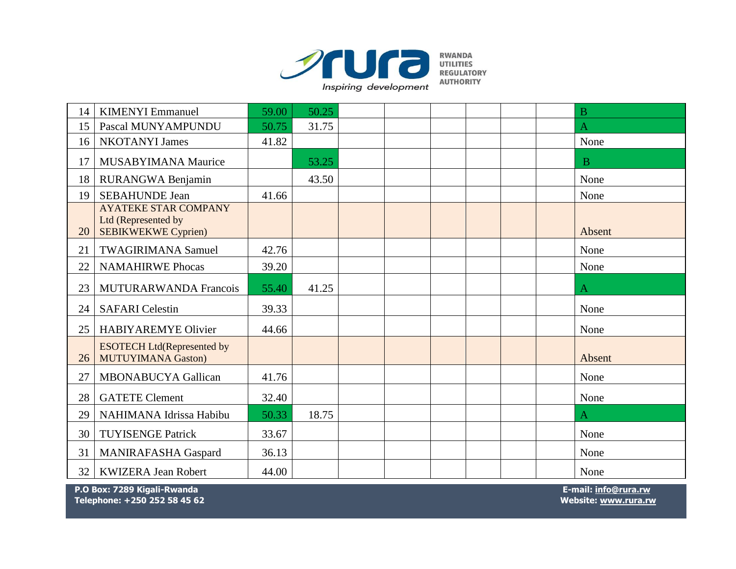| | | | | | | | | | |
|---|---|---|---|---|---|---|---|---|---|
| 14 | KIMENYI Emmanuel | 59.00 | 50.25 | | | | | | B |
| 15 | Pascal MUNYAMPUNDU | 50.75 | 31.75 | | | | | | A |
| 16 | NKOTANYI James | 41.82 | | | | | | | None |
| 17 | MUSABYIMANA Maurice | | 53.25 | | | | | | B |
| 18 | RURANGWA Benjamin | | 43.50 | | | | | | None |
| 19 | SEBAHUNDE Jean | 41.66 | | | | | | | None |
| 20 | AYATEKE STAR COMPANY Ltd (Represented by SEBIKWEKWE Cyprien) | | | | | | | | Absent |
| 21 | TWAGIRIMANA Samuel | 42.76 | | | | | | | None |
| 22 | NAMAHIRWE Phocas | 39.20 | | | | | | | None |
| 23 | MUTURARWANDA Francois | 55.40 | 41.25 | | | | | | A |
| 24 | SAFARI Celestin | 39.33 | | | | | | | None |
| 25 | HABIYAREMYE Olivier | 44.66 | | | | | | | None |
| 26 | ESOTECH Ltd(Represented by MUTUYIMANA Gaston) | | | | | | | | Absent |
| 27 | MBONABUCYA Gallican | 41.76 | | | | | | | None |
| 28 | GATETE Clement | 32.40 | | | | | | | None |
| 29 | NAHIMANA Idrissa Habibu | 50.33 | 18.75 | | | | | | A |
| 30 | TUYISENGE Patrick | 33.67 | | | | | | | None |
| 31 | MANIRAFASHA Gaspard | 36.13 | | | | | | | None |
| 32 | KWIZERA Jean Robert | 44.00 | | | | | | | None |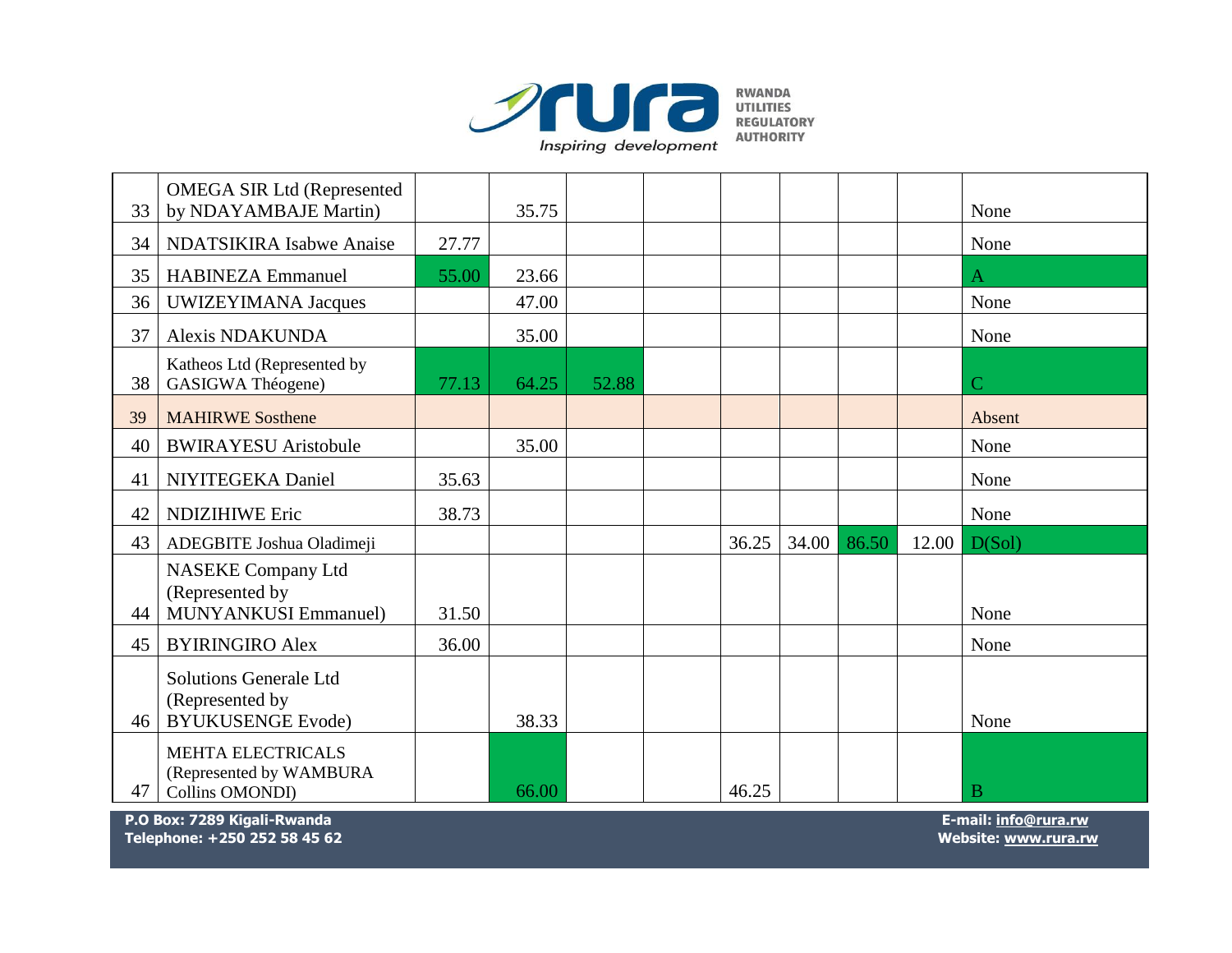| | | | | | | | | | | |
|---|---|---|---|---|---|---|---|---|---|---|
| 33 | OMEGA SIR Ltd (Represented by NDAYAMBAJE Martin) | | 35.75 | | | | | | | None |
| 34 | NDATSIKIRA Isabwe Anaise | 27.77 | | | | | | | | None |
| 35 | HABINEZA Emmanuel | 55.00 | 23.66 | | | | | | | A |
| 36 | UWIZEYIMANA Jacques | | 47.00 | | | | | | | None |
| 37 | Alexis NDAKUNDA | | 35.00 | | | | | | | None |
| 38 | Katheos Ltd (Represented by GASIGWA Théogene) | 77.13 | 64.25 | 52.88 | | | | | | C |
| 39 | MAHIRWE Sosthene | | | | | | | | | Absent |
| 40 | BWIRAYESU Aristobule | | 35.00 | | | | | | | None |
| 41 | NIYITEGEKA Daniel | 35.63 | | | | | | | | None |
| 42 | NDIZIHIWE Eric | 38.73 | | | | | | | | None |
| 43 | ADEGBITE Joshua Oladimeji | | | | | 36.25 | 34.00 | 86.50 | 12.00 | D(Sol) |
| 44 | NASEKE Company Ltd (Represented by MUNYANKUSI Emmanuel) | 31.50 | | | | | | | | None |
| 45 | BYIRINGIRO Alex | 36.00 | | | | | | | | None |
| 46 | Solutions Generale Ltd (Represented by BYUKUSENGE Evode) | | 38.33 | | | | | | | None |
| 47 | MEHTA ELECTRICALS (Represented by WAMBURA Collins OMONDI) | | 66.00 | | | 46.25 | | | | B |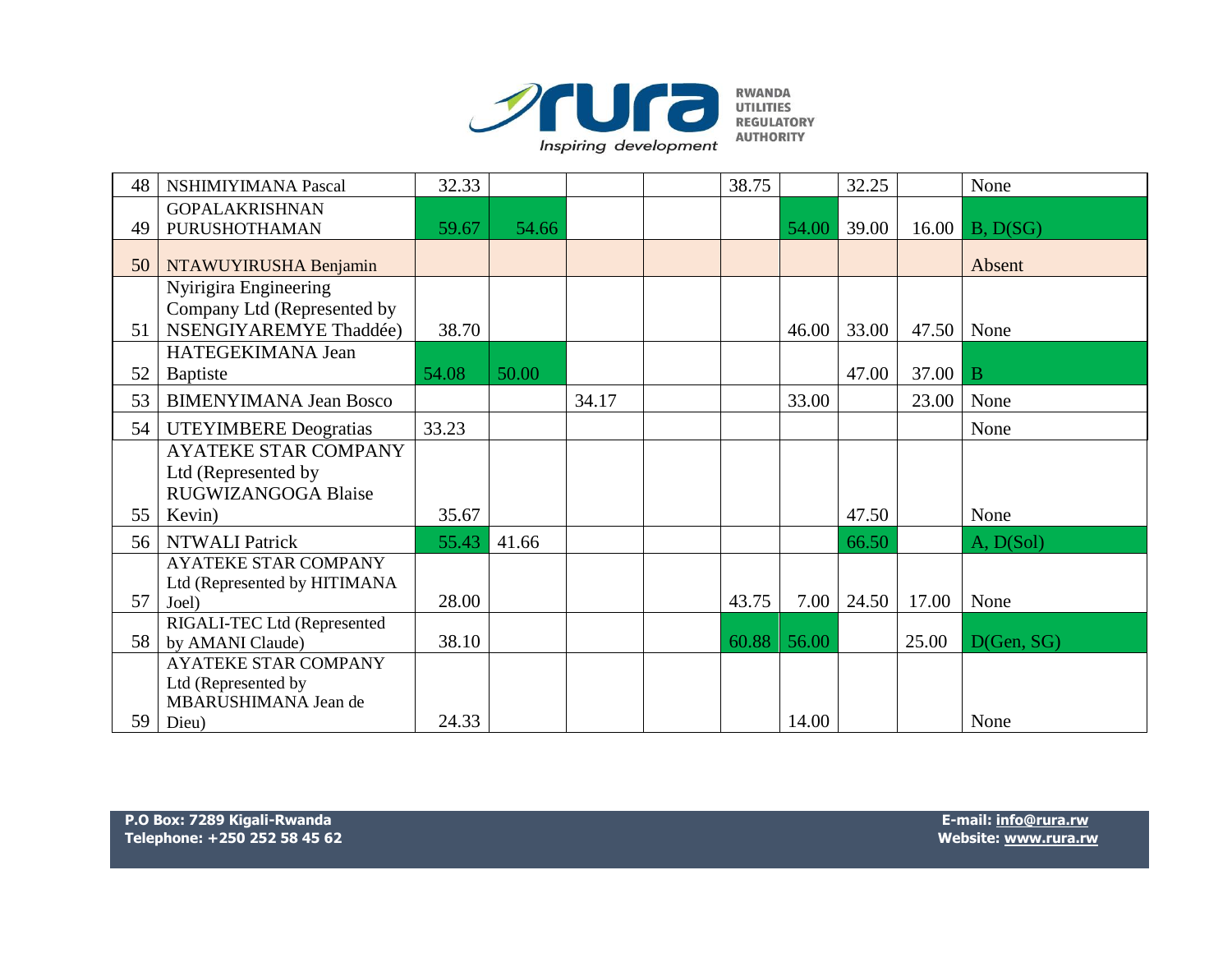| | | | | | | | | | | |
|---|---|---|---|---|---|---|---|---|---|---|
| 48 | NSHIMIYIMANA Pascal | 32.33 | | | | 38.75 | | 32.25 | | None |
| 49 | GOPALAKRISHNAN PURUSHOTHAMAN | 59.67 | 54.66 | | | | 54.00 | 39.00 | 16.00 | B, D(SG) |
| 50 | NTAWUYIRUSHA Benjamin | | | | | | | | | Absent |
| 51 | Nyirigira Engineering Company Ltd (Represented by NSENGIYAREMYE Thaddée) | 38.70 | | | | | 46.00 | 33.00 | 47.50 | None |
| 52 | HATEGEKIMANA Jean Baptiste | 54.08 | 50.00 | | | | | 47.00 | 37.00 | B |
| 53 | BIMENYIMANA Jean Bosco | | | 34.17 | | | 33.00 | | 23.00 | None |
| 54 | UTEYIMBERE Deogratias | 33.23 | | | | | | | | None |
| 55 | AYATEKE STAR COMPANY Ltd (Represented by RUGWIZANGOGA Blaise Kevin) | 35.67 | | | | | | 47.50 | | None |
| 56 | NTWALI Patrick | 55.43 | 41.66 | | | | | 66.50 | | A, D(Sol) |
| 57 | AYATEKE STAR COMPANY Ltd (Represented by HITIMANA Joel) | 28.00 | | | | 43.75 | 7.00 | 24.50 | 17.00 | None |
| 58 | RIGALI-TEC Ltd (Represented by AMANI Claude) | 38.10 | | | | 60.88 | 56.00 | | 25.00 | D(Gen, SG) |
| 59 | AYATEKE STAR COMPANY Ltd (Represented by MBARUSHIMANA Jean de Dieu) | 24.33 | | | | | 14.00 | | | None |